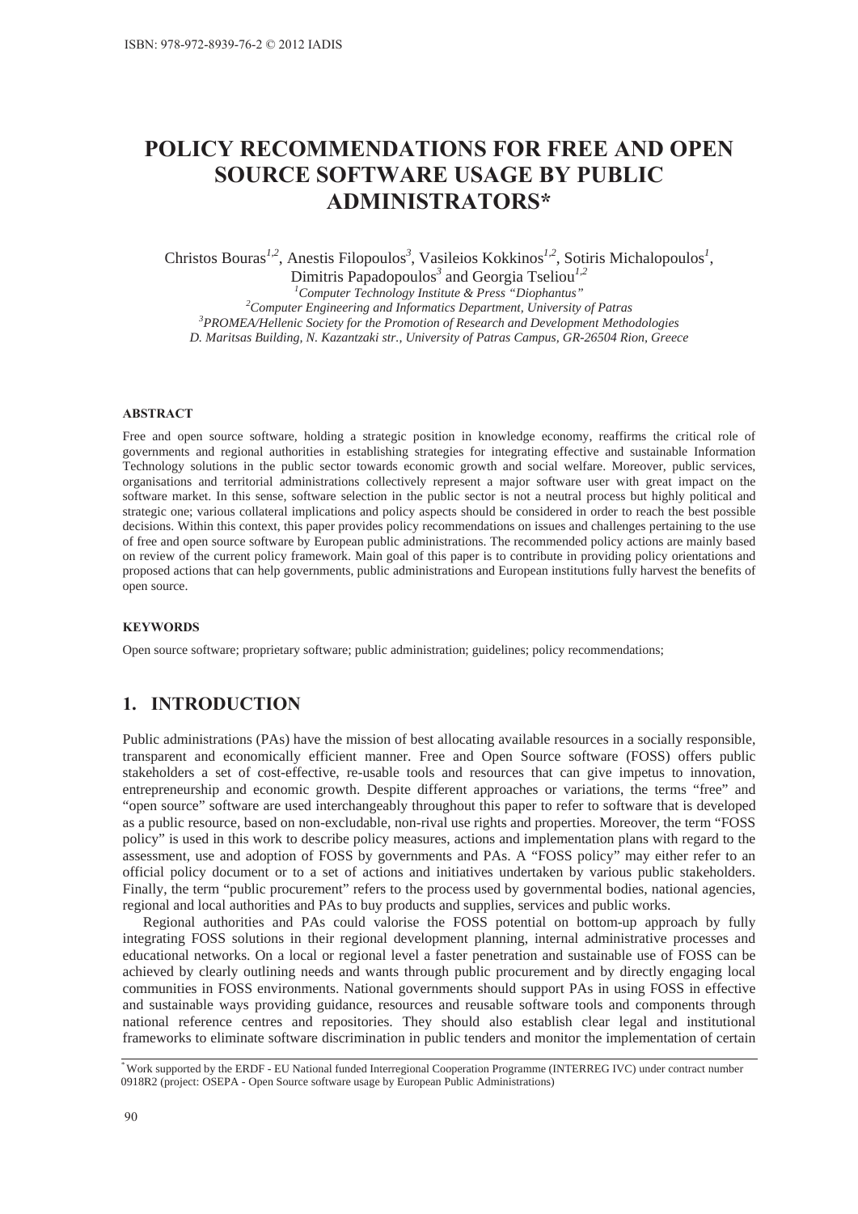# POLICY RECOMMENDATIONS FOR FREE AND OPEN SOURCE SOFTWARE USAGE BY PUBLIC ADMINISTRATORS*

Christos Bouras[1,2], Anestis Filopoulos[3], Vasileios Kokkinos[1,2], Sotiris Michalopoulos[1], Dimitris Papadopoulos[3] and Georgia Tseliou[1,2]

[1]*Computer Technology Institute & Press "Diophantus"*
[2]*Computer Engineering and Informatics Department, University of Patras*
[3]*PROMEA/Hellenic Society for the Promotion of Research and Development Methodologies*
*D. Maritsas Building, N. Kazantzaki str., University of Patras Campus, GR-26504 Rion, Greece*

#### ABSTRACT

Free and open source software, holding a strategic position in knowledge economy, reaffirms the critical role of governments and regional authorities in establishing strategies for integrating effective and sustainable Information Technology solutions in the public sector towards economic growth and social welfare. Moreover, public services, organisations and territorial administrations collectively represent a major software user with great impact on the software market. In this sense, software selection in the public sector is not a neutral process but highly political and strategic one; various collateral implications and policy aspects should be considered in order to reach the best possible decisions. Within this context, this paper provides policy recommendations on issues and challenges pertaining to the use of free and open source software by European public administrations. The recommended policy actions are mainly based on review of the current policy framework. Main goal of this paper is to contribute in providing policy orientations and proposed actions that can help governments, public administrations and European institutions fully harvest the benefits of open source.

#### KEYWORDS

Open source software; proprietary software; public administration; guidelines; policy recommendations;

## 1. INTRODUCTION

Public administrations (PAs) have the mission of best allocating available resources in a socially responsible, transparent and economically efficient manner. Free and Open Source software (FOSS) offers public stakeholders a set of cost-effective, re-usable tools and resources that can give impetus to innovation, entrepreneurship and economic growth. Despite different approaches or variations, the terms "free" and "open source" software are used interchangeably throughout this paper to refer to software that is developed as a public resource, based on non-excludable, non-rival use rights and properties. Moreover, the term "FOSS policy" is used in this work to describe policy measures, actions and implementation plans with regard to the assessment, use and adoption of FOSS by governments and PAs. A "FOSS policy" may either refer to an official policy document or to a set of actions and initiatives undertaken by various public stakeholders. Finally, the term "public procurement" refers to the process used by governmental bodies, national agencies, regional and local authorities and PAs to buy products and supplies, services and public works.

Regional authorities and PAs could valorise the FOSS potential on bottom-up approach by fully integrating FOSS solutions in their regional development planning, internal administrative processes and educational networks. On a local or regional level a faster penetration and sustainable use of FOSS can be achieved by clearly outlining needs and wants through public procurement and by directly engaging local communities in FOSS environments. National governments should support PAs in using FOSS in effective and sustainable ways providing guidance, resources and reusable software tools and components through national reference centres and repositories. They should also establish clear legal and institutional frameworks to eliminate software discrimination in public tenders and monitor the implementation of certain

*Work supported by the ERDF - EU National funded Interregional Cooperation Programme (INTERREG IVC) under contract number 0918R2 (project: OSEPA - Open Source software usage by European Public Administrations)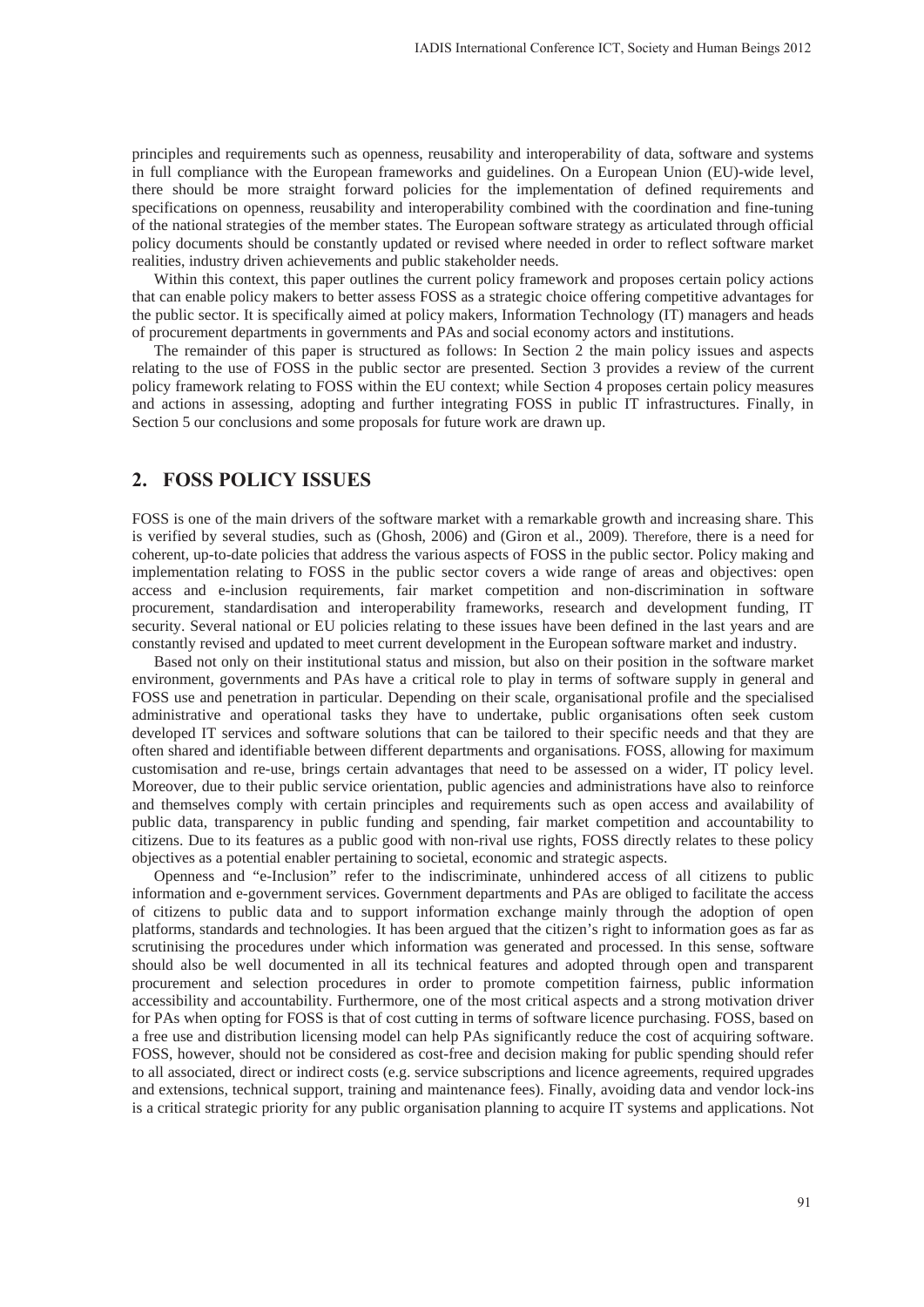principles and requirements such as openness, reusability and interoperability of data, software and systems in full compliance with the European frameworks and guidelines. On a European Union (EU)-wide level, there should be more straight forward policies for the implementation of defined requirements and specifications on openness, reusability and interoperability combined with the coordination and fine-tuning of the national strategies of the member states. The European software strategy as articulated through official policy documents should be constantly updated or revised where needed in order to reflect software market realities, industry driven achievements and public stakeholder needs.

Within this context, this paper outlines the current policy framework and proposes certain policy actions that can enable policy makers to better assess FOSS as a strategic choice offering competitive advantages for the public sector. It is specifically aimed at policy makers, Information Technology (IT) managers and heads of procurement departments in governments and PAs and social economy actors and institutions.

The remainder of this paper is structured as follows: In Section 2 the main policy issues and aspects relating to the use of FOSS in the public sector are presented. Section 3 provides a review of the current policy framework relating to FOSS within the EU context; while Section 4 proposes certain policy measures and actions in assessing, adopting and further integrating FOSS in public IT infrastructures. Finally, in Section 5 our conclusions and some proposals for future work are drawn up.

## 2. FOSS POLICY ISSUES

FOSS is one of the main drivers of the software market with a remarkable growth and increasing share. This is verified by several studies, such as (Ghosh, 2006) and (Giron et al., 2009). Therefore, there is a need for coherent, up-to-date policies that address the various aspects of FOSS in the public sector. Policy making and implementation relating to FOSS in the public sector covers a wide range of areas and objectives: open access and e-inclusion requirements, fair market competition and non-discrimination in software procurement, standardisation and interoperability frameworks, research and development funding, IT security. Several national or EU policies relating to these issues have been defined in the last years and are constantly revised and updated to meet current development in the European software market and industry.

Based not only on their institutional status and mission, but also on their position in the software market environment, governments and PAs have a critical role to play in terms of software supply in general and FOSS use and penetration in particular. Depending on their scale, organisational profile and the specialised administrative and operational tasks they have to undertake, public organisations often seek custom developed IT services and software solutions that can be tailored to their specific needs and that they are often shared and identifiable between different departments and organisations. FOSS, allowing for maximum customisation and re-use, brings certain advantages that need to be assessed on a wider, IT policy level. Moreover, due to their public service orientation, public agencies and administrations have also to reinforce and themselves comply with certain principles and requirements such as open access and availability of public data, transparency in public funding and spending, fair market competition and accountability to citizens. Due to its features as a public good with non-rival use rights, FOSS directly relates to these policy objectives as a potential enabler pertaining to societal, economic and strategic aspects.

Openness and "e-Inclusion" refer to the indiscriminate, unhindered access of all citizens to public information and e-government services. Government departments and PAs are obliged to facilitate the access of citizens to public data and to support information exchange mainly through the adoption of open platforms, standards and technologies. It has been argued that the citizen's right to information goes as far as scrutinising the procedures under which information was generated and processed. In this sense, software should also be well documented in all its technical features and adopted through open and transparent procurement and selection procedures in order to promote competition fairness, public information accessibility and accountability. Furthermore, one of the most critical aspects and a strong motivation driver for PAs when opting for FOSS is that of cost cutting in terms of software licence purchasing. FOSS, based on a free use and distribution licensing model can help PAs significantly reduce the cost of acquiring software. FOSS, however, should not be considered as cost-free and decision making for public spending should refer to all associated, direct or indirect costs (e.g. service subscriptions and licence agreements, required upgrades and extensions, technical support, training and maintenance fees). Finally, avoiding data and vendor lock-ins is a critical strategic priority for any public organisation planning to acquire IT systems and applications. Not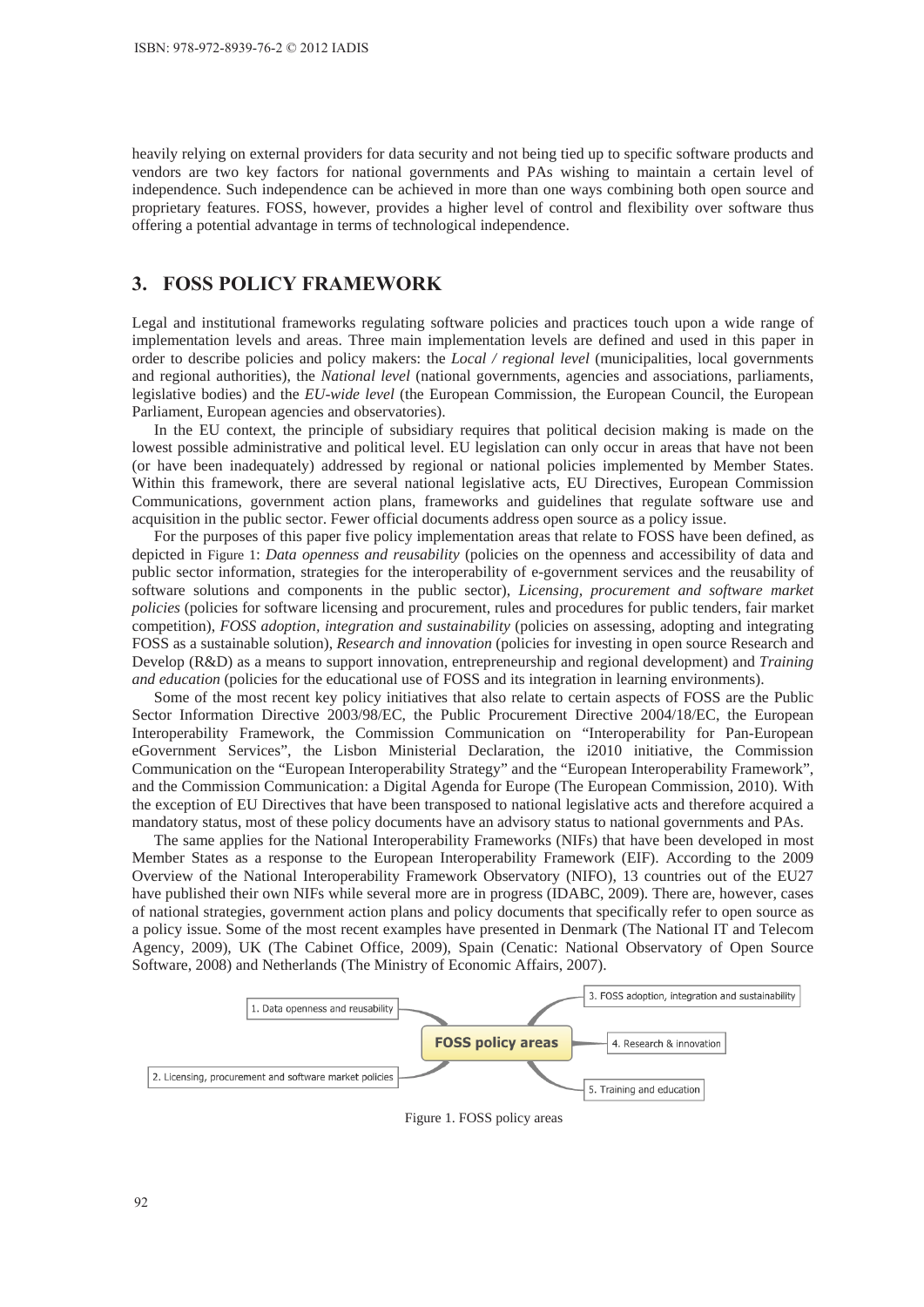heavily relying on external providers for data security and not being tied up to specific software products and vendors are two key factors for national governments and PAs wishing to maintain a certain level of independence. Such independence can be achieved in more than one ways combining both open source and proprietary features. FOSS, however, provides a higher level of control and flexibility over software thus offering a potential advantage in terms of technological independence.

## 3. FOSS POLICY FRAMEWORK

Legal and institutional frameworks regulating software policies and practices touch upon a wide range of implementation levels and areas. Three main implementation levels are defined and used in this paper in order to describe policies and policy makers: the *Local / regional level* (municipalities, local governments and regional authorities), the *National level* (national governments, agencies and associations, parliaments, legislative bodies) and the *EU-wide level* (the European Commission, the European Council, the European Parliament, European agencies and observatories).

In the EU context, the principle of subsidiary requires that political decision making is made on the lowest possible administrative and political level. EU legislation can only occur in areas that have not been (or have been inadequately) addressed by regional or national policies implemented by Member States. Within this framework, there are several national legislative acts, EU Directives, European Commission Communications, government action plans, frameworks and guidelines that regulate software use and acquisition in the public sector. Fewer official documents address open source as a policy issue.

For the purposes of this paper five policy implementation areas that relate to FOSS have been defined, as depicted in Figure 1: *Data openness and reusability* (policies on the openness and accessibility of data and public sector information, strategies for the interoperability of e-government services and the reusability of software solutions and components in the public sector), *Licensing, procurement and software market policies* (policies for software licensing and procurement, rules and procedures for public tenders, fair market competition), *FOSS adoption, integration and sustainability* (policies on assessing, adopting and integrating FOSS as a sustainable solution), *Research and innovation* (policies for investing in open source Research and Develop (R&D) as a means to support innovation, entrepreneurship and regional development) and *Training and education* (policies for the educational use of FOSS and its integration in learning environments).

Some of the most recent key policy initiatives that also relate to certain aspects of FOSS are the Public Sector Information Directive 2003/98/EC, the Public Procurement Directive 2004/18/EC, the European Interoperability Framework, the Commission Communication on "Interoperability for Pan-European eGovernment Services", the Lisbon Ministerial Declaration, the i2010 initiative, the Commission Communication on the "European Interoperability Strategy" and the "European Interoperability Framework", and the Commission Communication: a Digital Agenda for Europe (The European Commission, 2010). With the exception of EU Directives that have been transposed to national legislative acts and therefore acquired a mandatory status, most of these policy documents have an advisory status to national governments and PAs.

The same applies for the National Interoperability Frameworks (NIFs) that have been developed in most Member States as a response to the European Interoperability Framework (EIF). According to the 2009 Overview of the National Interoperability Framework Observatory (NIFO), 13 countries out of the EU27 have published their own NIFs while several more are in progress (IDABC, 2009). There are, however, cases of national strategies, government action plans and policy documents that specifically refer to open source as a policy issue. Some of the most recent examples have presented in Denmark (The National IT and Telecom Agency, 2009), UK (The Cabinet Office, 2009), Spain (Cenatic: National Observatory of Open Source Software, 2008) and Netherlands (The Ministry of Economic Affairs, 2007).

**FOSS policy areas**

- 1. Data openness and reusability
- 2. Licensing, procurement and software market policies
- 3. FOSS adoption, integration and sustainability
- 4. Research & innovation
- 5. Training and education

Figure 1. FOSS policy areas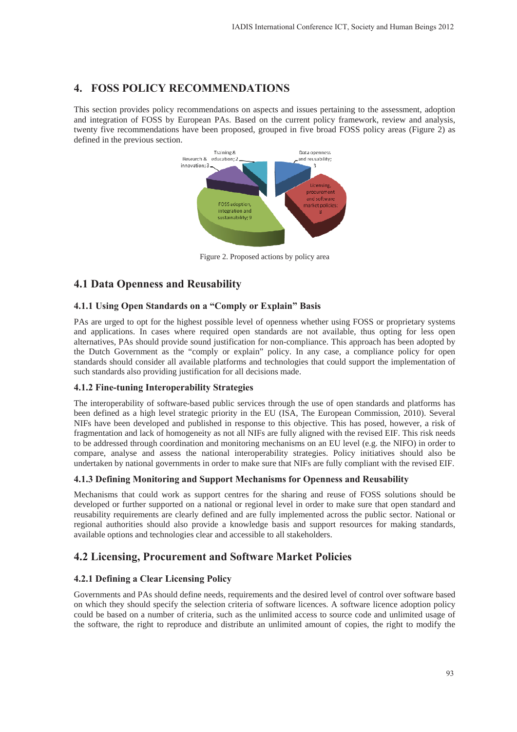## 4. FOSS POLICY RECOMMENDATIONS

This section provides policy recommendations on aspects and issues pertaining to the assessment, adoption and integration of FOSS by European PAs. Based on the current policy framework, review and analysis, twenty five recommendations have been proposed, grouped in five broad FOSS policy areas (Figure 2) as defined in the previous section.

Figure 2. Proposed actions by policy area

## 4.1 Data Openness and Reusability

### 4.1.1 Using Open Standards on a "Comply or Explain" Basis

PAs are urged to opt for the highest possible level of openness whether using FOSS or proprietary systems and applications. In cases where required open standards are not available, thus opting for less open alternatives, PAs should provide sound justification for non-compliance. This approach has been adopted by the Dutch Government as the "comply or explain" policy. In any case, a compliance policy for open standards should consider all available platforms and technologies that could support the implementation of such standards also providing justification for all decisions made.

### 4.1.2 Fine-tuning Interoperability Strategies

The interoperability of software-based public services through the use of open standards and platforms has been defined as a high level strategic priority in the EU (ISA, The European Commission, 2010). Several NIFs have been developed and published in response to this objective. This has posed, however, a risk of fragmentation and lack of homogeneity as not all NIFs are fully aligned with the revised EIF. This risk needs to be addressed through coordination and monitoring mechanisms on an EU level (e.g. the NIFO) in order to compare, analyse and assess the national interoperability strategies. Policy initiatives should also be undertaken by national governments in order to make sure that NIFs are fully compliant with the revised EIF.

### 4.1.3 Defining Monitoring and Support Mechanisms for Openness and Reusability

Mechanisms that could work as support centres for the sharing and reuse of FOSS solutions should be developed or further supported on a national or regional level in order to make sure that open standard and reusability requirements are clearly defined and are fully implemented across the public sector. National or regional authorities should also provide a knowledge basis and support resources for making standards, available options and technologies clear and accessible to all stakeholders.

## 4.2 Licensing, Procurement and Software Market Policies

### 4.2.1 Defining a Clear Licensing Policy

Governments and PAs should define needs, requirements and the desired level of control over software based on which they should specify the selection criteria of software licences. A software licence adoption policy could be based on a number of criteria, such as the unlimited access to source code and unlimited usage of the software, the right to reproduce and distribute an unlimited amount of copies, the right to modify the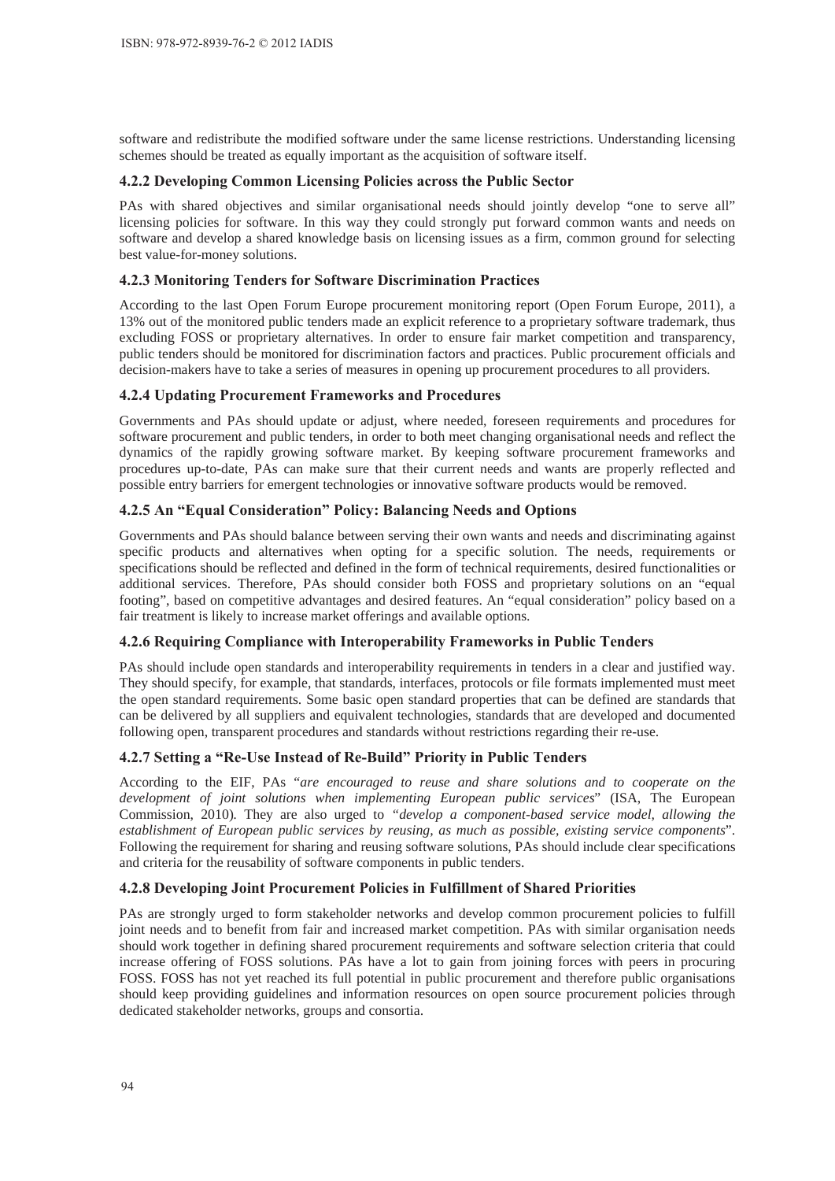software and redistribute the modified software under the same license restrictions. Understanding licensing schemes should be treated as equally important as the acquisition of software itself.

### 4.2.2 Developing Common Licensing Policies across the Public Sector

PAs with shared objectives and similar organisational needs should jointly develop "one to serve all" licensing policies for software. In this way they could strongly put forward common wants and needs on software and develop a shared knowledge basis on licensing issues as a firm, common ground for selecting best value-for-money solutions.

### 4.2.3 Monitoring Tenders for Software Discrimination Practices

According to the last Open Forum Europe procurement monitoring report (Open Forum Europe, 2011), a 13% out of the monitored public tenders made an explicit reference to a proprietary software trademark, thus excluding FOSS or proprietary alternatives. In order to ensure fair market competition and transparency, public tenders should be monitored for discrimination factors and practices. Public procurement officials and decision-makers have to take a series of measures in opening up procurement procedures to all providers.

### 4.2.4 Updating Procurement Frameworks and Procedures

Governments and PAs should update or adjust, where needed, foreseen requirements and procedures for software procurement and public tenders, in order to both meet changing organisational needs and reflect the dynamics of the rapidly growing software market. By keeping software procurement frameworks and procedures up-to-date, PAs can make sure that their current needs and wants are properly reflected and possible entry barriers for emergent technologies or innovative software products would be removed.

### 4.2.5 An "Equal Consideration" Policy: Balancing Needs and Options

Governments and PAs should balance between serving their own wants and needs and discriminating against specific products and alternatives when opting for a specific solution. The needs, requirements or specifications should be reflected and defined in the form of technical requirements, desired functionalities or additional services. Therefore, PAs should consider both FOSS and proprietary solutions on an "equal footing", based on competitive advantages and desired features. An "equal consideration" policy based on a fair treatment is likely to increase market offerings and available options.

### 4.2.6 Requiring Compliance with Interoperability Frameworks in Public Tenders

PAs should include open standards and interoperability requirements in tenders in a clear and justified way. They should specify, for example, that standards, interfaces, protocols or file formats implemented must meet the open standard requirements. Some basic open standard properties that can be defined are standards that can be delivered by all suppliers and equivalent technologies, standards that are developed and documented following open, transparent procedures and standards without restrictions regarding their re-use.

### 4.2.7 Setting a "Re-Use Instead of Re-Build" Priority in Public Tenders

According to the EIF, PAs "*are encouraged to reuse and share solutions and to cooperate on the development of joint solutions when implementing European public services*" (ISA, The European Commission, 2010). They are also urged to "*develop a component-based service model, allowing the establishment of European public services by reusing, as much as possible, existing service components*". Following the requirement for sharing and reusing software solutions, PAs should include clear specifications and criteria for the reusability of software components in public tenders.

### 4.2.8 Developing Joint Procurement Policies in Fulfillment of Shared Priorities

PAs are strongly urged to form stakeholder networks and develop common procurement policies to fulfill joint needs and to benefit from fair and increased market competition. PAs with similar organisation needs should work together in defining shared procurement requirements and software selection criteria that could increase offering of FOSS solutions. PAs have a lot to gain from joining forces with peers in procuring FOSS. FOSS has not yet reached its full potential in public procurement and therefore public organisations should keep providing guidelines and information resources on open source procurement policies through dedicated stakeholder networks, groups and consortia.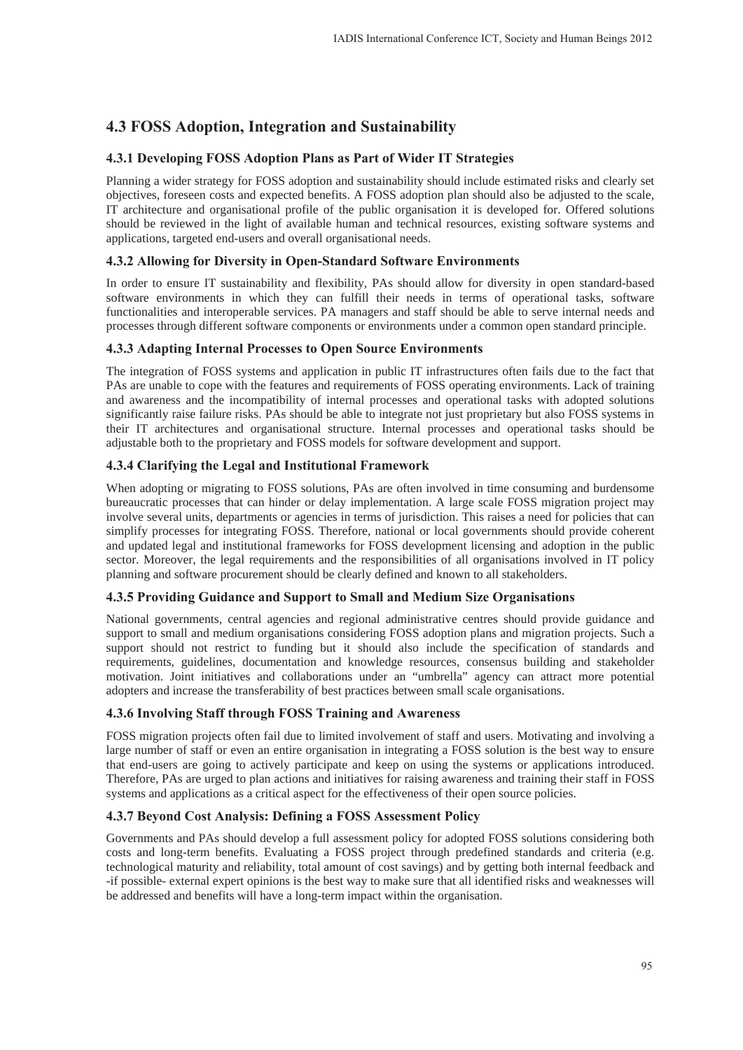## 4.3 FOSS Adoption, Integration and Sustainability

### 4.3.1 Developing FOSS Adoption Plans as Part of Wider IT Strategies

Planning a wider strategy for FOSS adoption and sustainability should include estimated risks and clearly set objectives, foreseen costs and expected benefits. A FOSS adoption plan should also be adjusted to the scale, IT architecture and organisational profile of the public organisation it is developed for. Offered solutions should be reviewed in the light of available human and technical resources, existing software systems and applications, targeted end-users and overall organisational needs.

### 4.3.2 Allowing for Diversity in Open-Standard Software Environments

In order to ensure IT sustainability and flexibility, PAs should allow for diversity in open standard-based software environments in which they can fulfill their needs in terms of operational tasks, software functionalities and interoperable services. PA managers and staff should be able to serve internal needs and processes through different software components or environments under a common open standard principle.

### 4.3.3 Adapting Internal Processes to Open Source Environments

The integration of FOSS systems and application in public IT infrastructures often fails due to the fact that PAs are unable to cope with the features and requirements of FOSS operating environments. Lack of training and awareness and the incompatibility of internal processes and operational tasks with adopted solutions significantly raise failure risks. PAs should be able to integrate not just proprietary but also FOSS systems in their IT architectures and organisational structure. Internal processes and operational tasks should be adjustable both to the proprietary and FOSS models for software development and support.

### 4.3.4 Clarifying the Legal and Institutional Framework

When adopting or migrating to FOSS solutions, PAs are often involved in time consuming and burdensome bureaucratic processes that can hinder or delay implementation. A large scale FOSS migration project may involve several units, departments or agencies in terms of jurisdiction. This raises a need for policies that can simplify processes for integrating FOSS. Therefore, national or local governments should provide coherent and updated legal and institutional frameworks for FOSS development licensing and adoption in the public sector. Moreover, the legal requirements and the responsibilities of all organisations involved in IT policy planning and software procurement should be clearly defined and known to all stakeholders.

### 4.3.5 Providing Guidance and Support to Small and Medium Size Organisations

National governments, central agencies and regional administrative centres should provide guidance and support to small and medium organisations considering FOSS adoption plans and migration projects. Such a support should not restrict to funding but it should also include the specification of standards and requirements, guidelines, documentation and knowledge resources, consensus building and stakeholder motivation. Joint initiatives and collaborations under an "umbrella" agency can attract more potential adopters and increase the transferability of best practices between small scale organisations.

### 4.3.6 Involving Staff through FOSS Training and Awareness

FOSS migration projects often fail due to limited involvement of staff and users. Motivating and involving a large number of staff or even an entire organisation in integrating a FOSS solution is the best way to ensure that end-users are going to actively participate and keep on using the systems or applications introduced. Therefore, PAs are urged to plan actions and initiatives for raising awareness and training their staff in FOSS systems and applications as a critical aspect for the effectiveness of their open source policies.

### 4.3.7 Beyond Cost Analysis: Defining a FOSS Assessment Policy

Governments and PAs should develop a full assessment policy for adopted FOSS solutions considering both costs and long-term benefits. Evaluating a FOSS project through predefined standards and criteria (e.g. technological maturity and reliability, total amount of cost savings) and by getting both internal feedback and -if possible- external expert opinions is the best way to make sure that all identified risks and weaknesses will be addressed and benefits will have a long-term impact within the organisation.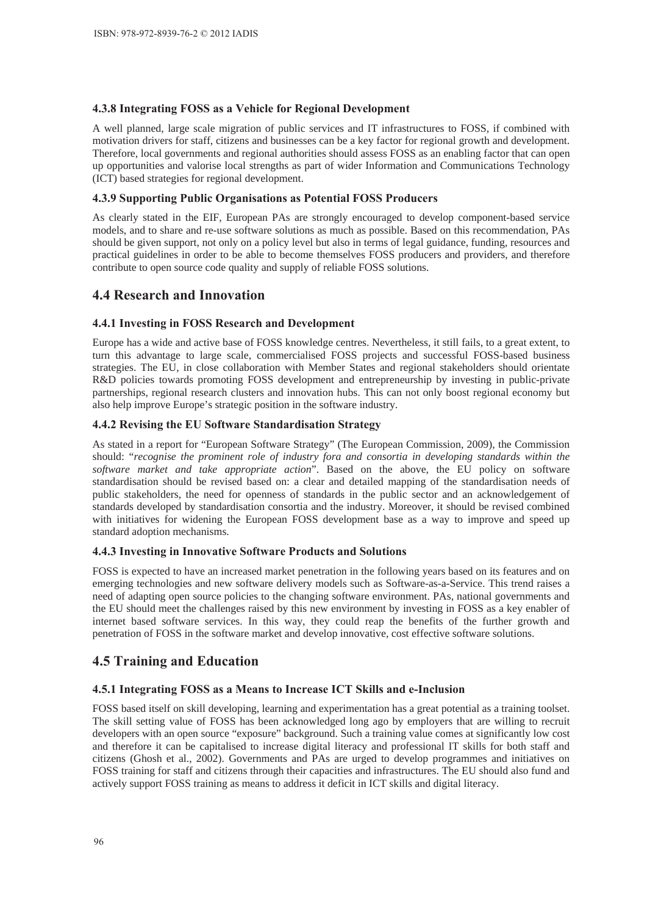### 4.3.8 Integrating FOSS as a Vehicle for Regional Development

A well planned, large scale migration of public services and IT infrastructures to FOSS, if combined with motivation drivers for staff, citizens and businesses can be a key factor for regional growth and development. Therefore, local governments and regional authorities should assess FOSS as an enabling factor that can open up opportunities and valorise local strengths as part of wider Information and Communications Technology (ICT) based strategies for regional development.

### 4.3.9 Supporting Public Organisations as Potential FOSS Producers

As clearly stated in the EIF, European PAs are strongly encouraged to develop component-based service models, and to share and re-use software solutions as much as possible. Based on this recommendation, PAs should be given support, not only on a policy level but also in terms of legal guidance, funding, resources and practical guidelines in order to be able to become themselves FOSS producers and providers, and therefore contribute to open source code quality and supply of reliable FOSS solutions.

## 4.4 Research and Innovation

### 4.4.1 Investing in FOSS Research and Development

Europe has a wide and active base of FOSS knowledge centres. Nevertheless, it still fails, to a great extent, to turn this advantage to large scale, commercialised FOSS projects and successful FOSS-based business strategies. The EU, in close collaboration with Member States and regional stakeholders should orientate R&D policies towards promoting FOSS development and entrepreneurship by investing in public-private partnerships, regional research clusters and innovation hubs. This can not only boost regional economy but also help improve Europe's strategic position in the software industry.

### 4.4.2 Revising the EU Software Standardisation Strategy

As stated in a report for "European Software Strategy" (The European Commission, 2009), the Commission should: "*recognise the prominent role of industry fora and consortia in developing standards within the software market and take appropriate action*". Based on the above, the EU policy on software standardisation should be revised based on: a clear and detailed mapping of the standardisation needs of public stakeholders, the need for openness of standards in the public sector and an acknowledgement of standards developed by standardisation consortia and the industry. Moreover, it should be revised combined with initiatives for widening the European FOSS development base as a way to improve and speed up standard adoption mechanisms.

### 4.4.3 Investing in Innovative Software Products and Solutions

FOSS is expected to have an increased market penetration in the following years based on its features and on emerging technologies and new software delivery models such as Software-as-a-Service. This trend raises a need of adapting open source policies to the changing software environment. PAs, national governments and the EU should meet the challenges raised by this new environment by investing in FOSS as a key enabler of internet based software services. In this way, they could reap the benefits of the further growth and penetration of FOSS in the software market and develop innovative, cost effective software solutions.

## 4.5 Training and Education

### 4.5.1 Integrating FOSS as a Means to Increase ICT Skills and e-Inclusion

FOSS based itself on skill developing, learning and experimentation has a great potential as a training toolset. The skill setting value of FOSS has been acknowledged long ago by employers that are willing to recruit developers with an open source "exposure" background. Such a training value comes at significantly low cost and therefore it can be capitalised to increase digital literacy and professional IT skills for both staff and citizens (Ghosh et al., 2002). Governments and PAs are urged to develop programmes and initiatives on FOSS training for staff and citizens through their capacities and infrastructures. The EU should also fund and actively support FOSS training as means to address it deficit in ICT skills and digital literacy.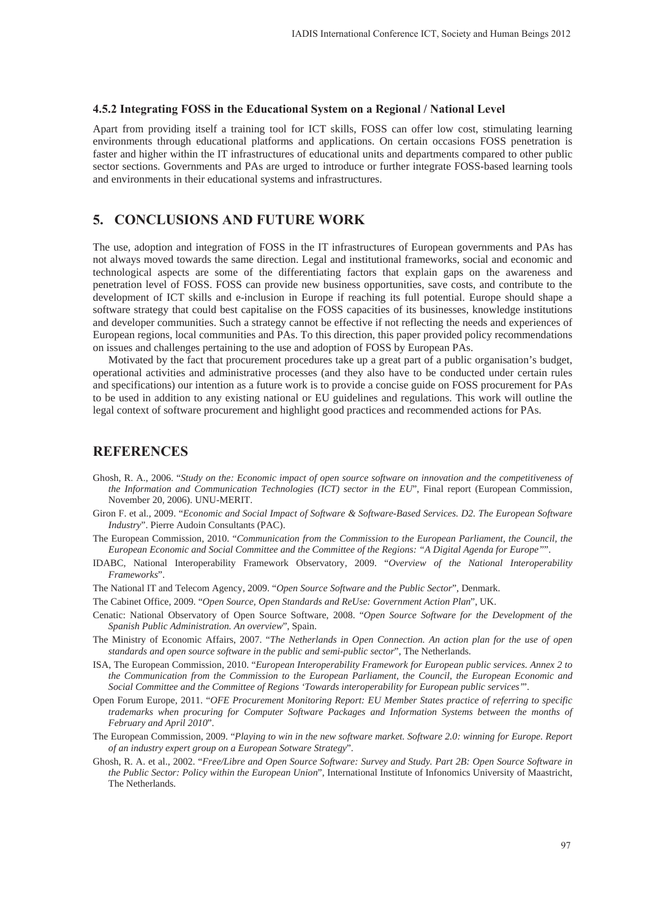### 4.5.2 Integrating FOSS in the Educational System on a Regional / National Level

Apart from providing itself a training tool for ICT skills, FOSS can offer low cost, stimulating learning environments through educational platforms and applications. On certain occasions FOSS penetration is faster and higher within the IT infrastructures of educational units and departments compared to other public sector sections. Governments and PAs are urged to introduce or further integrate FOSS-based learning tools and environments in their educational systems and infrastructures.

## 5. CONCLUSIONS AND FUTURE WORK

The use, adoption and integration of FOSS in the IT infrastructures of European governments and PAs has not always moved towards the same direction. Legal and institutional frameworks, social and economic and technological aspects are some of the differentiating factors that explain gaps on the awareness and penetration level of FOSS. FOSS can provide new business opportunities, save costs, and contribute to the development of ICT skills and e-inclusion in Europe if reaching its full potential. Europe should shape a software strategy that could best capitalise on the FOSS capacities of its businesses, knowledge institutions and developer communities. Such a strategy cannot be effective if not reflecting the needs and experiences of European regions, local communities and PAs. To this direction, this paper provided policy recommendations on issues and challenges pertaining to the use and adoption of FOSS by European PAs.

Motivated by the fact that procurement procedures take up a great part of a public organisation's budget, operational activities and administrative processes (and they also have to be conducted under certain rules and specifications) our intention as a future work is to provide a concise guide on FOSS procurement for PAs to be used in addition to any existing national or EU guidelines and regulations. This work will outline the legal context of software procurement and highlight good practices and recommended actions for PAs.

## REFERENCES

Ghosh, R. A., 2006. "*Study on the: Economic impact of open source software on innovation and the competitiveness of the Information and Communication Technologies (ICT) sector in the EU*", Final report (European Commission, November 20, 2006). UNU-MERIT.

Giron F. et al., 2009. "*Economic and Social Impact of Software & Software-Based Services. D2. The European Software Industry*". Pierre Audoin Consultants (PAC).

The European Commission, 2010. "*Communication from the Commission to the European Parliament, the Council, the European Economic and Social Committee and the Committee of the Regions: "A Digital Agenda for Europe"*".

IDABC, National Interoperability Framework Observatory, 2009. "*Overview of the National Interoperability Frameworks*".

The National IT and Telecom Agency, 2009. "*Open Source Software and the Public Sector*", Denmark.

The Cabinet Office, 2009. "*Open Source, Open Standards and ReUse: Government Action Plan*", UK.

Cenatic: National Observatory of Open Source Software, 2008. "*Open Source Software for the Development of the Spanish Public Administration. An overview*", Spain.

The Ministry of Economic Affairs, 2007. "*The Netherlands in Open Connection. An action plan for the use of open standards and open source software in the public and semi-public sector*", The Netherlands.

ISA, The European Commission, 2010. "*European Interoperability Framework for European public services. Annex 2 to the Communication from the Commission to the European Parliament, the Council, the European Economic and Social Committee and the Committee of Regions 'Towards interoperability for European public services'*".

Open Forum Europe, 2011. "*OFE Procurement Monitoring Report: EU Member States practice of referring to specific trademarks when procuring for Computer Software Packages and Information Systems between the months of February and April 2010*".

The European Commission, 2009. "*Playing to win in the new software market. Software 2.0: winning for Europe. Report of an industry expert group on a European Sotware Strategy*".

Ghosh, R. A. et al., 2002. "*Free/Libre and Open Source Software: Survey and Study. Part 2B: Open Source Software in the Public Sector: Policy within the European Union*", International Institute of Infonomics University of Maastricht, The Netherlands.